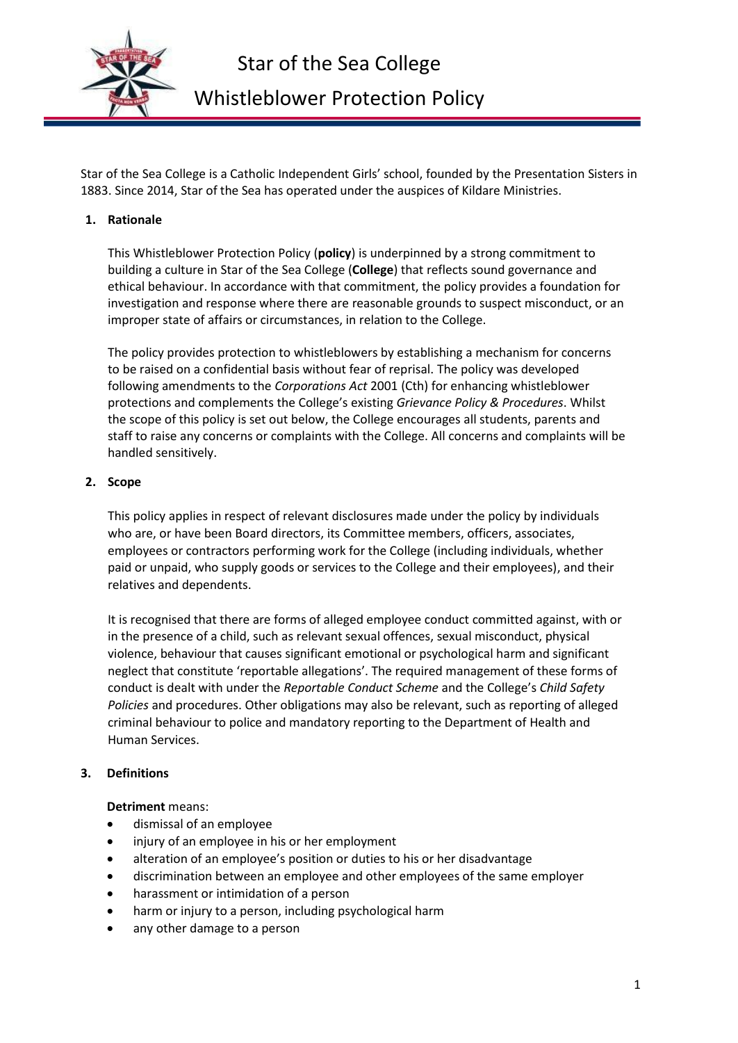# Star of the Sea College

# Whistleblower Protection Policy

Star of the Sea College is a Catholic Independent Girls' school, founded by the Presentation Sisters in 1883. Since 2014, Star of the Sea has operated under the auspices of Kildare Ministries.

## 1. Rationale

This Whistleblower Protection Policy (**policy**) is underpinned by a strong commitment to building a culture in Star of the Sea College (**College**) that reflects sound governance and ethical behaviour. In accordance with that commitment, the policy provides a foundation for investigation and response where there are reasonable grounds to suspect misconduct, or an improper state of affairs or circumstances, in relation to the College.

The policy provides protection to whistleblowers by establishing a mechanism for concerns to be raised on a confidential basis without fear of reprisal. The policy was developed following amendments to the *Corporations Act* 2001 (Cth) for enhancing whistleblower protections and complements the College's existing *Grievance Policy & Procedures*. Whilst the scope of this policy is set out below, the College encourages all students, parents and staff to raise any concerns or complaints with the College. All concerns and complaints will be handled sensitively.

## 2. Scope

This policy applies in respect of relevant disclosures made under the policy by individuals who are, or have been Board directors, its Committee members, officers, associates, employees or contractors performing work for the College (including individuals, whether paid or unpaid, who supply goods or services to the College and their employees), and their relatives and dependents.

It is recognised that there are forms of alleged employee conduct committed against, with or in the presence of a child, such as relevant sexual offences, sexual misconduct, physical violence, behaviour that causes significant emotional or psychological harm and significant neglect that constitute 'reportable allegations'. The required management of these forms of conduct is dealt with under the *Reportable Conduct Scheme* and the College's *Child Safety Policies* and procedures. Other obligations may also be relevant, such as reporting of alleged criminal behaviour to police and mandatory reporting to the Department of Health and Human Services.

## 3. Definitions

**Detriment** means:

- dismissal of an employee
- injury of an employee in his or her employment
- alteration of an employee's position or duties to his or her disadvantage
- discrimination between an employee and other employees of the same employer
- harassment or intimidation of a person
- harm or injury to a person, including psychological harm
- any other damage to a person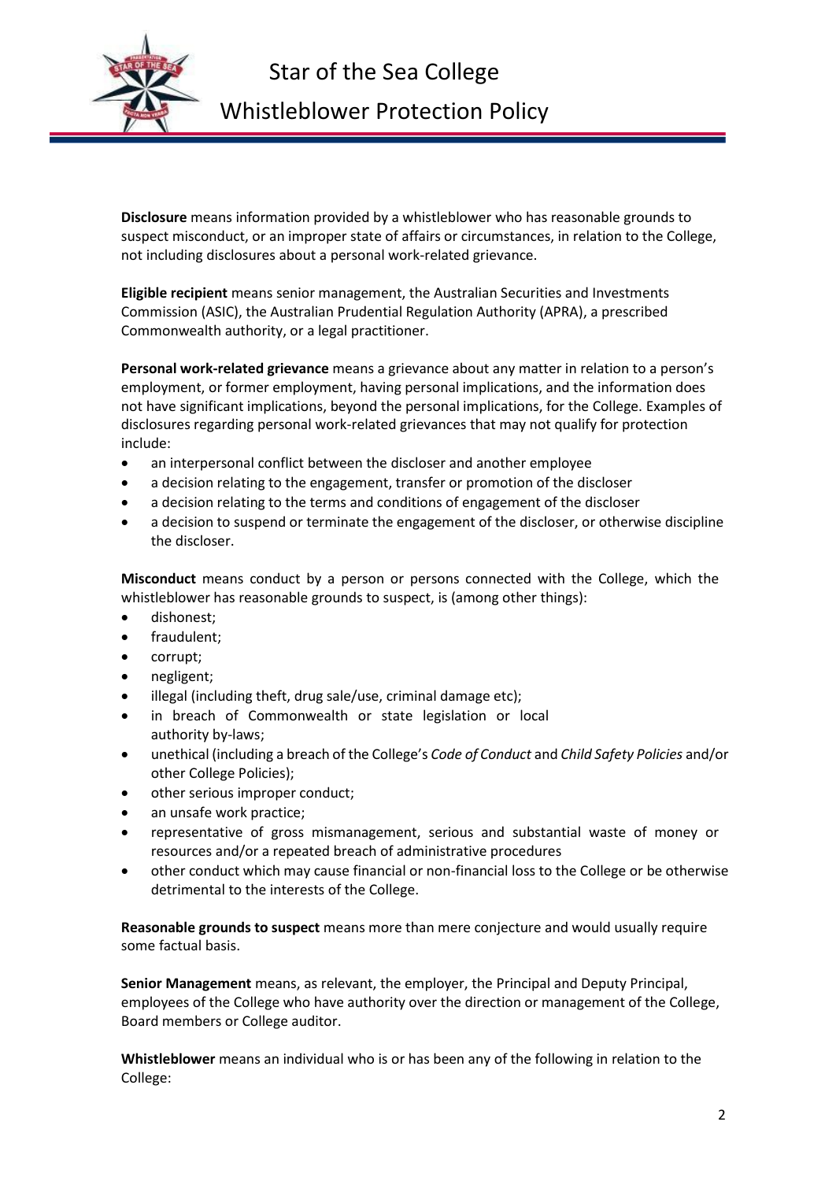**Disclosure** means information provided by a whistleblower who has reasonable grounds to suspect misconduct, or an improper state of affairs or circumstances, in relation to the College, not including disclosures about a personal work-related grievance.

**Eligible recipient** means senior management, the Australian Securities and Investments Commission (ASIC), the Australian Prudential Regulation Authority (APRA), a prescribed Commonwealth authority, or a legal practitioner.

**Personal work-related grievance** means a grievance about any matter in relation to a person's employment, or former employment, having personal implications, and the information does not have significant implications, beyond the personal implications, for the College. Examples of disclosures regarding personal work-related grievances that may not qualify for protection include:

- an interpersonal conflict between the discloser and another employee
- a decision relating to the engagement, transfer or promotion of the discloser
- a decision relating to the terms and conditions of engagement of the discloser
- a decision to suspend or terminate the engagement of the discloser, or otherwise discipline the discloser.

**Misconduct** means conduct by a person or persons connected with the College, which the whistleblower has reasonable grounds to suspect, is (among other things):

- dishonest;
- fraudulent;
- corrupt;
- negligent;
- illegal (including theft, drug sale/use, criminal damage etc);
- in breach of Commonwealth or state legislation or local authority by-laws;
- unethical (including a breach of the College's *Code of Conduct* and *Child Safety Policies* and/or other College Policies);
- other serious improper conduct;
- an unsafe work practice;
- representative of gross mismanagement, serious and substantial waste of money or resources and/or a repeated breach of administrative procedures
- other conduct which may cause financial or non-financial loss to the College or be otherwise detrimental to the interests of the College.

**Reasonable grounds to suspect** means more than mere conjecture and would usually require some factual basis.

**Senior Management** means, as relevant, the employer, the Principal and Deputy Principal, employees of the College who have authority over the direction or management of the College, Board members or College auditor.

**Whistleblower** means an individual who is or has been any of the following in relation to the College: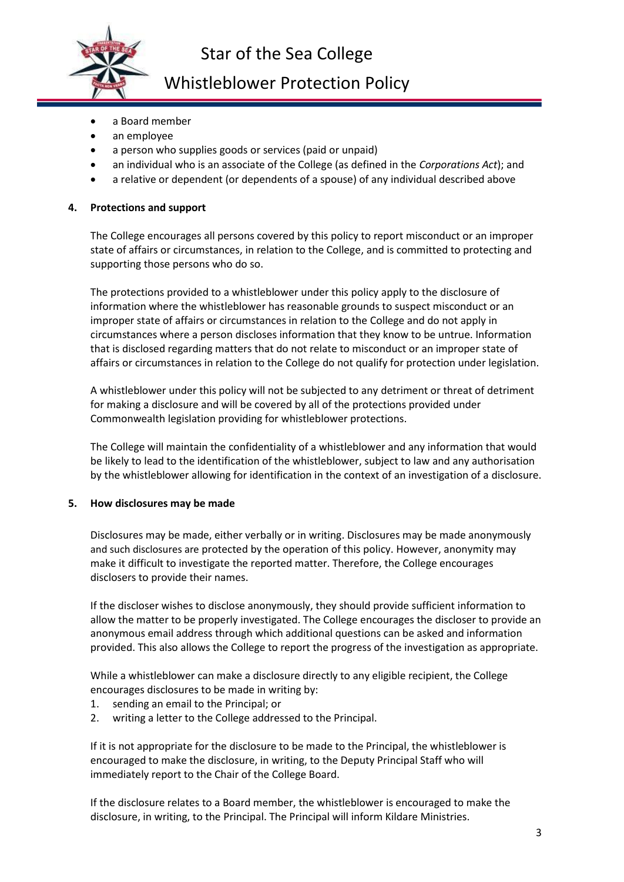- a Board member
- an employee
- a person who supplies goods or services (paid or unpaid)
- an individual who is an associate of the College (as defined in the *Corporations Act*); and
- a relative or dependent (or dependents of a spouse) of any individual described above

## 4. Protections and support

The College encourages all persons covered by this policy to report misconduct or an improper state of affairs or circumstances, in relation to the College, and is committed to protecting and supporting those persons who do so.

The protections provided to a whistleblower under this policy apply to the disclosure of information where the whistleblower has reasonable grounds to suspect misconduct or an improper state of affairs or circumstances in relation to the College and do not apply in circumstances where a person discloses information that they know to be untrue. Information that is disclosed regarding matters that do not relate to misconduct or an improper state of affairs or circumstances in relation to the College do not qualify for protection under legislation.

A whistleblower under this policy will not be subjected to any detriment or threat of detriment for making a disclosure and will be covered by all of the protections provided under Commonwealth legislation providing for whistleblower protections.

The College will maintain the confidentiality of a whistleblower and any information that would be likely to lead to the identification of the whistleblower, subject to law and any authorisation by the whistleblower allowing for identification in the context of an investigation of a disclosure.

## 5. How disclosures may be made

Disclosures may be made, either verbally or in writing. Disclosures may be made anonymously and such disclosures are protected by the operation of this policy. However, anonymity may make it difficult to investigate the reported matter. Therefore, the College encourages disclosers to provide their names.

If the discloser wishes to disclose anonymously, they should provide sufficient information to allow the matter to be properly investigated. The College encourages the discloser to provide an anonymous email address through which additional questions can be asked and information provided. This also allows the College to report the progress of the investigation as appropriate.

While a whistleblower can make a disclosure directly to any eligible recipient, the College encourages disclosures to be made in writing by:

1. sending an email to the Principal; or
2. writing a letter to the College addressed to the Principal.

If it is not appropriate for the disclosure to be made to the Principal, the whistleblower is encouraged to make the disclosure, in writing, to the Deputy Principal Staff who will immediately report to the Chair of the College Board.

If the disclosure relates to a Board member, the whistleblower is encouraged to make the disclosure, in writing, to the Principal. The Principal will inform Kildare Ministries.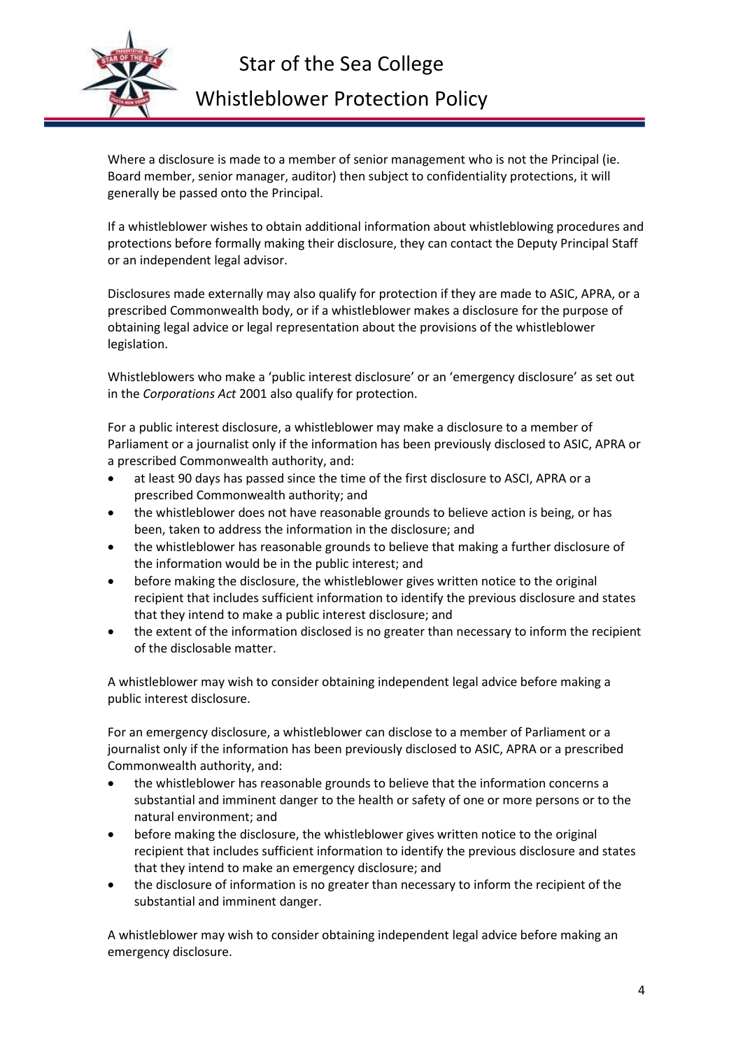Where a disclosure is made to a member of senior management who is not the Principal (ie. Board member, senior manager, auditor) then subject to confidentiality protections, it will generally be passed onto the Principal.

If a whistleblower wishes to obtain additional information about whistleblowing procedures and protections before formally making their disclosure, they can contact the Deputy Principal Staff or an independent legal advisor.

Disclosures made externally may also qualify for protection if they are made to ASIC, APRA, or a prescribed Commonwealth body, or if a whistleblower makes a disclosure for the purpose of obtaining legal advice or legal representation about the provisions of the whistleblower legislation.

Whistleblowers who make a 'public interest disclosure' or an 'emergency disclosure' as set out in the *Corporations Act* 2001 also qualify for protection.

For a public interest disclosure, a whistleblower may make a disclosure to a member of Parliament or a journalist only if the information has been previously disclosed to ASIC, APRA or a prescribed Commonwealth authority, and:

- at least 90 days has passed since the time of the first disclosure to ASCI, APRA or a prescribed Commonwealth authority; and
- the whistleblower does not have reasonable grounds to believe action is being, or has been, taken to address the information in the disclosure; and
- the whistleblower has reasonable grounds to believe that making a further disclosure of the information would be in the public interest; and
- before making the disclosure, the whistleblower gives written notice to the original recipient that includes sufficient information to identify the previous disclosure and states that they intend to make a public interest disclosure; and
- the extent of the information disclosed is no greater than necessary to inform the recipient of the disclosable matter.

A whistleblower may wish to consider obtaining independent legal advice before making a public interest disclosure.

For an emergency disclosure, a whistleblower can disclose to a member of Parliament or a journalist only if the information has been previously disclosed to ASIC, APRA or a prescribed Commonwealth authority, and:

- the whistleblower has reasonable grounds to believe that the information concerns a substantial and imminent danger to the health or safety of one or more persons or to the natural environment; and
- before making the disclosure, the whistleblower gives written notice to the original recipient that includes sufficient information to identify the previous disclosure and states that they intend to make an emergency disclosure; and
- the disclosure of information is no greater than necessary to inform the recipient of the substantial and imminent danger.

A whistleblower may wish to consider obtaining independent legal advice before making an emergency disclosure.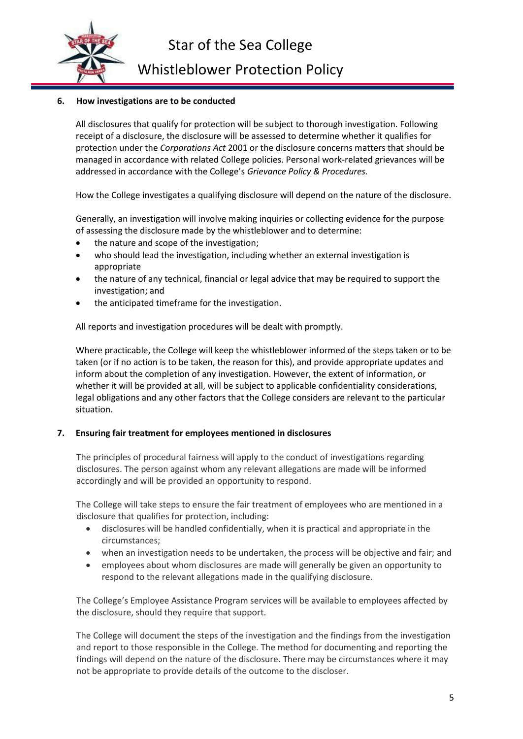### 6. How investigations are to be conducted

All disclosures that qualify for protection will be subject to thorough investigation. Following receipt of a disclosure, the disclosure will be assessed to determine whether it qualifies for protection under the *Corporations Act* 2001 or the disclosure concerns matters that should be managed in accordance with related College policies. Personal work-related grievances will be addressed in accordance with the College's *Grievance Policy & Procedures.*

How the College investigates a qualifying disclosure will depend on the nature of the disclosure.

Generally, an investigation will involve making inquiries or collecting evidence for the purpose of assessing the disclosure made by the whistleblower and to determine:

- the nature and scope of the investigation;
- who should lead the investigation, including whether an external investigation is appropriate
- the nature of any technical, financial or legal advice that may be required to support the investigation; and
- the anticipated timeframe for the investigation.

All reports and investigation procedures will be dealt with promptly.

Where practicable, the College will keep the whistleblower informed of the steps taken or to be taken (or if no action is to be taken, the reason for this), and provide appropriate updates and inform about the completion of any investigation. However, the extent of information, or whether it will be provided at all, will be subject to applicable confidentiality considerations, legal obligations and any other factors that the College considers are relevant to the particular situation.

### 7. Ensuring fair treatment for employees mentioned in disclosures

The principles of procedural fairness will apply to the conduct of investigations regarding disclosures. The person against whom any relevant allegations are made will be informed accordingly and will be provided an opportunity to respond.

The College will take steps to ensure the fair treatment of employees who are mentioned in a disclosure that qualifies for protection, including:

- disclosures will be handled confidentially, when it is practical and appropriate in the circumstances;
- when an investigation needs to be undertaken, the process will be objective and fair; and
- employees about whom disclosures are made will generally be given an opportunity to respond to the relevant allegations made in the qualifying disclosure.

The College's Employee Assistance Program services will be available to employees affected by the disclosure, should they require that support.

The College will document the steps of the investigation and the findings from the investigation and report to those responsible in the College. The method for documenting and reporting the findings will depend on the nature of the disclosure. There may be circumstances where it may not be appropriate to provide details of the outcome to the discloser.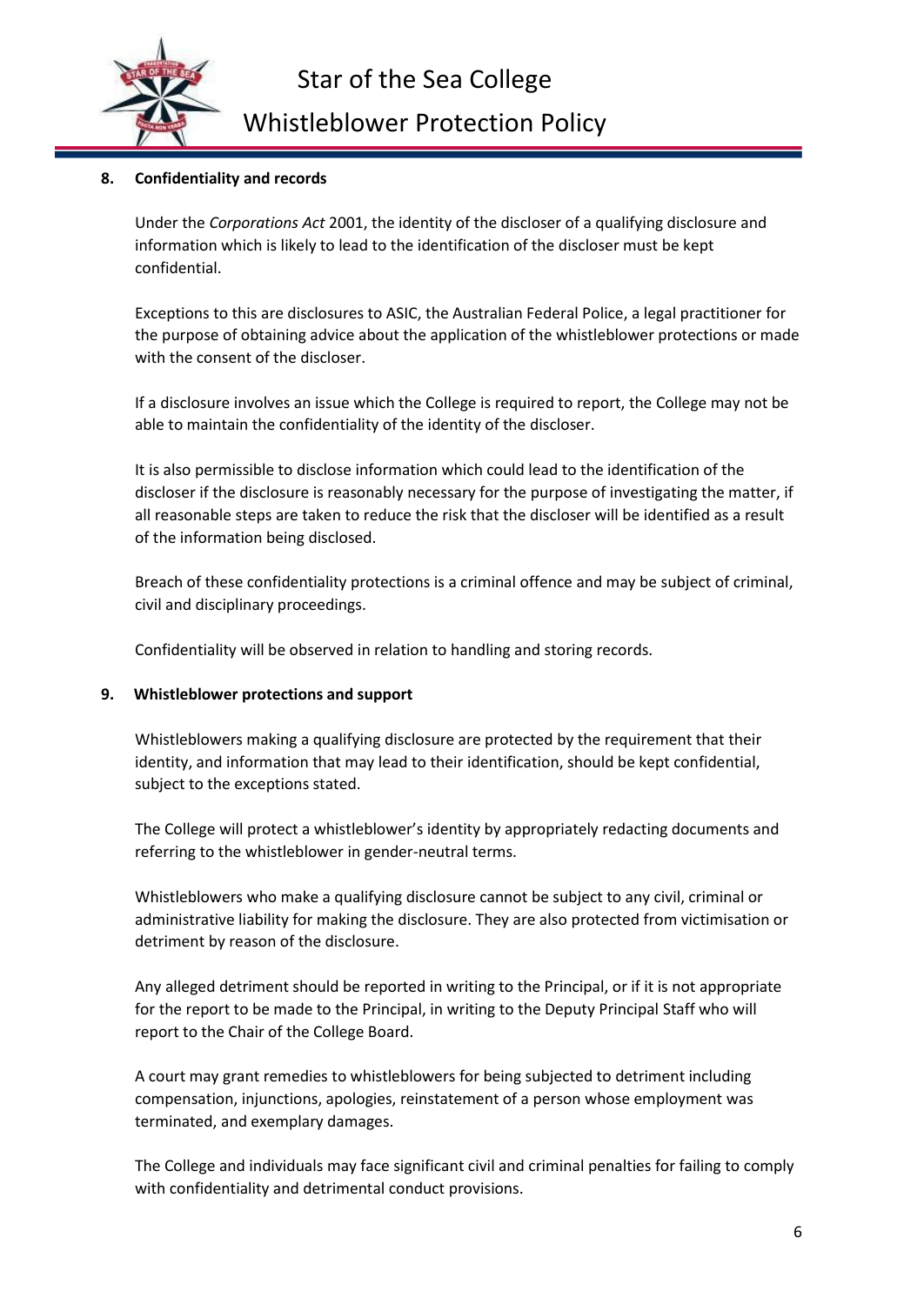**8. Confidentiality and records**

Under the *Corporations Act* 2001, the identity of the discloser of a qualifying disclosure and information which is likely to lead to the identification of the discloser must be kept confidential.

Exceptions to this are disclosures to ASIC, the Australian Federal Police, a legal practitioner for the purpose of obtaining advice about the application of the whistleblower protections or made with the consent of the discloser.

If a disclosure involves an issue which the College is required to report, the College may not be able to maintain the confidentiality of the identity of the discloser.

It is also permissible to disclose information which could lead to the identification of the discloser if the disclosure is reasonably necessary for the purpose of investigating the matter, if all reasonable steps are taken to reduce the risk that the discloser will be identified as a result of the information being disclosed.

Breach of these confidentiality protections is a criminal offence and may be subject of criminal, civil and disciplinary proceedings.

Confidentiality will be observed in relation to handling and storing records.

**9. Whistleblower protections and support**

Whistleblowers making a qualifying disclosure are protected by the requirement that their identity, and information that may lead to their identification, should be kept confidential, subject to the exceptions stated.

The College will protect a whistleblower's identity by appropriately redacting documents and referring to the whistleblower in gender-neutral terms.

Whistleblowers who make a qualifying disclosure cannot be subject to any civil, criminal or administrative liability for making the disclosure. They are also protected from victimisation or detriment by reason of the disclosure.

Any alleged detriment should be reported in writing to the Principal, or if it is not appropriate for the report to be made to the Principal, in writing to the Deputy Principal Staff who will report to the Chair of the College Board.

A court may grant remedies to whistleblowers for being subjected to detriment including compensation, injunctions, apologies, reinstatement of a person whose employment was terminated, and exemplary damages.

The College and individuals may face significant civil and criminal penalties for failing to comply with confidentiality and detrimental conduct provisions.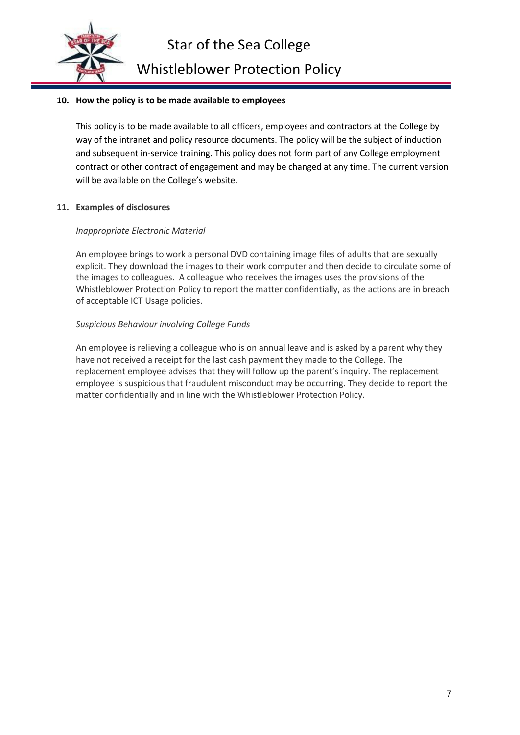## 10. How the policy is to be made available to employees

This policy is to be made available to all officers, employees and contractors at the College by way of the intranet and policy resource documents. The policy will be the subject of induction and subsequent in-service training. This policy does not form part of any College employment contract or other contract of engagement and may be changed at any time. The current version will be available on the College's website.

## 11. Examples of disclosures

*Inappropriate Electronic Material*

An employee brings to work a personal DVD containing image files of adults that are sexually explicit. They download the images to their work computer and then decide to circulate some of the images to colleagues. A colleague who receives the images uses the provisions of the Whistleblower Protection Policy to report the matter confidentially, as the actions are in breach of acceptable ICT Usage policies.

*Suspicious Behaviour involving College Funds*

An employee is relieving a colleague who is on annual leave and is asked by a parent why they have not received a receipt for the last cash payment they made to the College. The replacement employee advises that they will follow up the parent's inquiry. The replacement employee is suspicious that fraudulent misconduct may be occurring. They decide to report the matter confidentially and in line with the Whistleblower Protection Policy.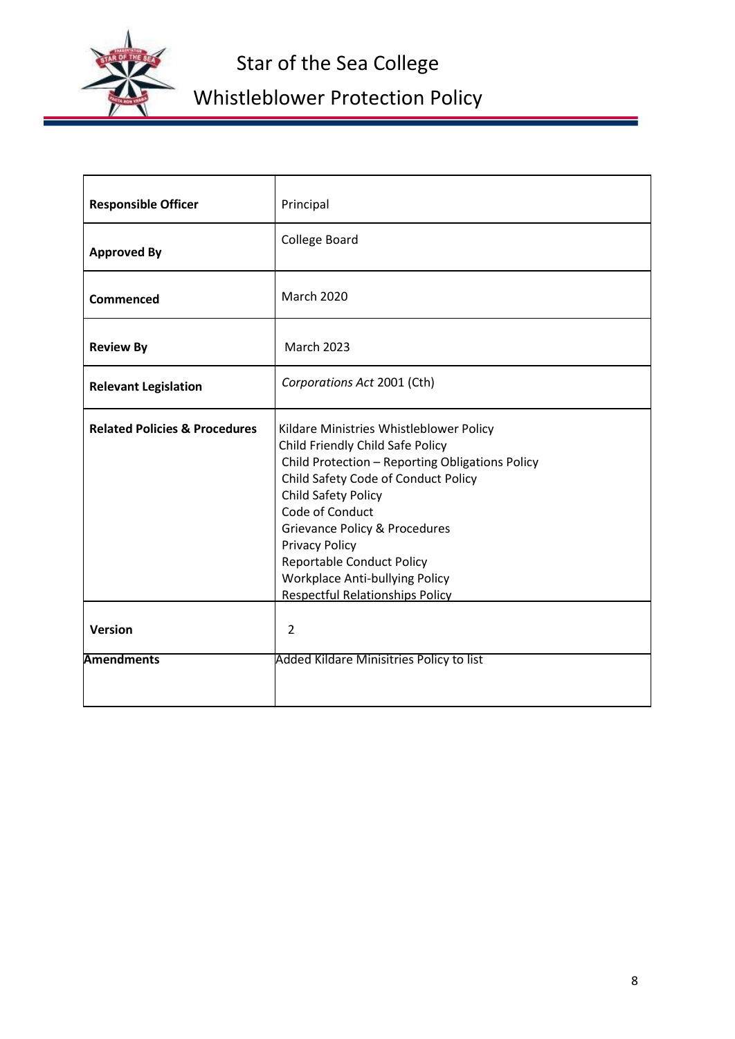# Star of the Sea College

## Whistleblower Protection Policy

| | |
|---|---|
| **Responsible Officer** | Principal |
| **Approved By** | College Board |
| **Commenced** | March 2020 |
| **Review By** | March 2023 |
| **Relevant Legislation** | *Corporations Act* 2001 (Cth) |
| **Related Policies & Procedures** | Kildare Ministries Whistleblower Policy<br>Child Friendly Child Safe Policy<br>Child Protection – Reporting Obligations Policy<br>Child Safety Code of Conduct Policy<br>Child Safety Policy<br>Code of Conduct<br>Grievance Policy & Procedures<br>Privacy Policy<br>Reportable Conduct Policy<br>Workplace Anti-bullying Policy<br>Respectful Relationships Policy |
| **Version** | 2 |
| **Amendments** | Added Kildare Minisitries Policy to list |